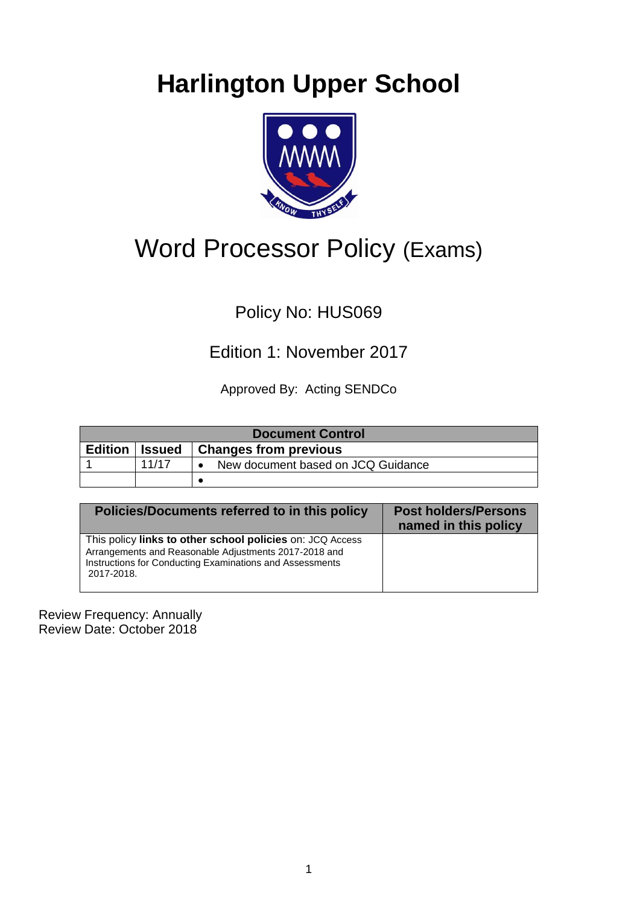# Harlington Upper School

## Word Processor Policy (Exams)

Policy No: HUS069

Edition 1: November 2017

Approved By: Acting SENDCo

| Document Control | | |
|---|---|---|
| **Edition** | **Issued** | **Changes from previous** |
| 1 | 11/17 | • New document based on JCQ Guidance |
| | | • |

| Policies/Documents referred to in this policy | Post holders/Persons named in this policy |
|---|---|
| This policy **links to other school policies** on: JCQ Access Arrangements and Reasonable Adjustments 2017-2018 and Instructions for Conducting Examinations and Assessments 2017-2018. | |

Review Frequency: Annually
Review Date: October 2018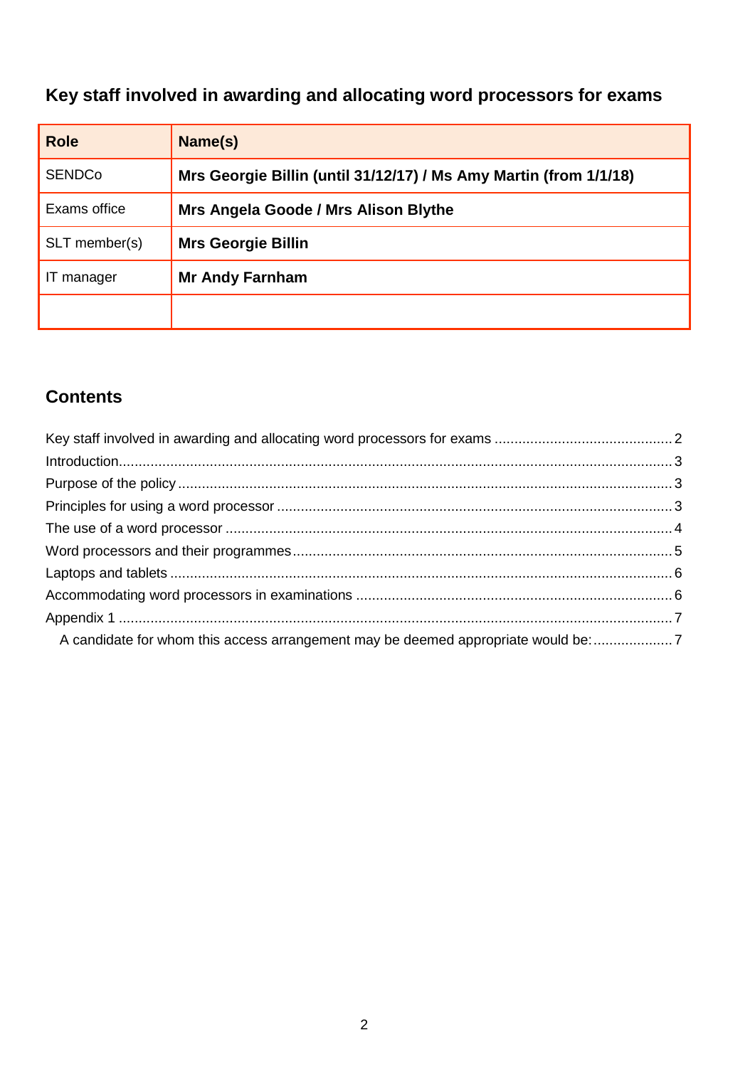## Key staff involved in awarding and allocating word processors for exams

| Role | Name(s) |
|---|---|
| SENDCo | **Mrs Georgie Billin (until 31/12/17) / Ms Amy Martin (from 1/1/18)** |
| Exams office | **Mrs Angela Goode / Mrs Alison Blythe** |
| SLT member(s) | **Mrs Georgie Billin** |
| IT manager | **Mr Andy Farnham** |
| | |

## Contents

Key staff involved in awarding and allocating word processors for exams ..... 2
Introduction ..... 3
Purpose of the policy ..... 3
Principles for using a word processor ..... 3
The use of a word processor ..... 4
Word processors and their programmes ..... 5
Laptops and tablets ..... 6
Accommodating word processors in examinations ..... 6
Appendix 1 ..... 7
- A candidate for whom this access arrangement may be deemed appropriate would be: ..... 7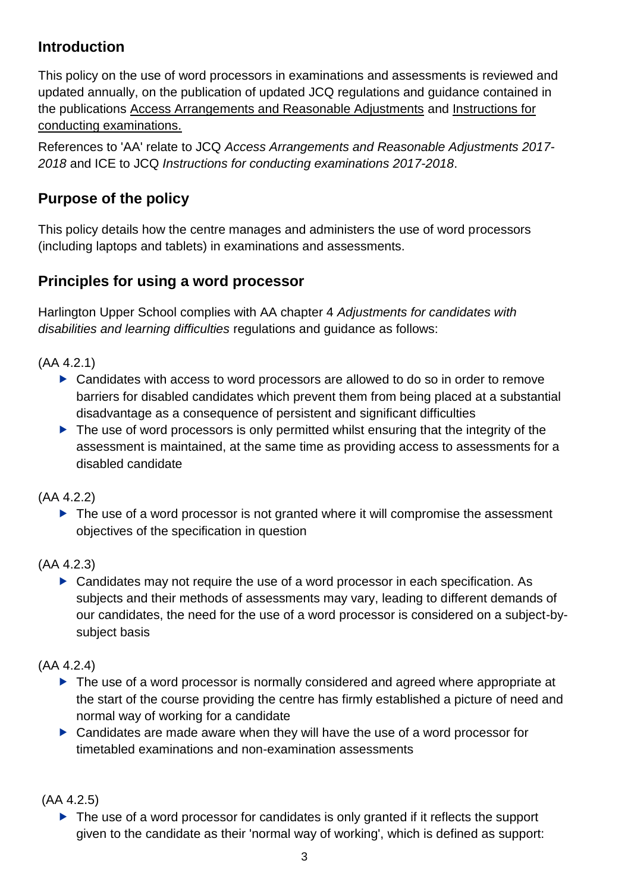## Introduction

This policy on the use of word processors in examinations and assessments is reviewed and updated annually, on the publication of updated JCQ regulations and guidance contained in the publications Access Arrangements and Reasonable Adjustments and Instructions for conducting examinations.

References to 'AA' relate to JCQ *Access Arrangements and Reasonable Adjustments 2017-2018* and ICE to JCQ *Instructions for conducting examinations 2017-2018*.

## Purpose of the policy

This policy details how the centre manages and administers the use of word processors (including laptops and tablets) in examinations and assessments.

## Principles for using a word processor

Harlington Upper School complies with AA chapter 4 *Adjustments for candidates with disabilities and learning difficulties* regulations and guidance as follows:

(AA 4.2.1)

- Candidates with access to word processors are allowed to do so in order to remove barriers for disabled candidates which prevent them from being placed at a substantial disadvantage as a consequence of persistent and significant difficulties
- The use of word processors is only permitted whilst ensuring that the integrity of the assessment is maintained, at the same time as providing access to assessments for a disabled candidate

(AA 4.2.2)

- The use of a word processor is not granted where it will compromise the assessment objectives of the specification in question

(AA 4.2.3)

- Candidates may not require the use of a word processor in each specification. As subjects and their methods of assessments may vary, leading to different demands of our candidates, the need for the use of a word processor is considered on a subject-by-subject basis

(AA 4.2.4)

- The use of a word processor is normally considered and agreed where appropriate at the start of the course providing the centre has firmly established a picture of need and normal way of working for a candidate
- Candidates are made aware when they will have the use of a word processor for timetabled examinations and non-examination assessments

(AA 4.2.5)

- The use of a word processor for candidates is only granted if it reflects the support given to the candidate as their 'normal way of working', which is defined as support: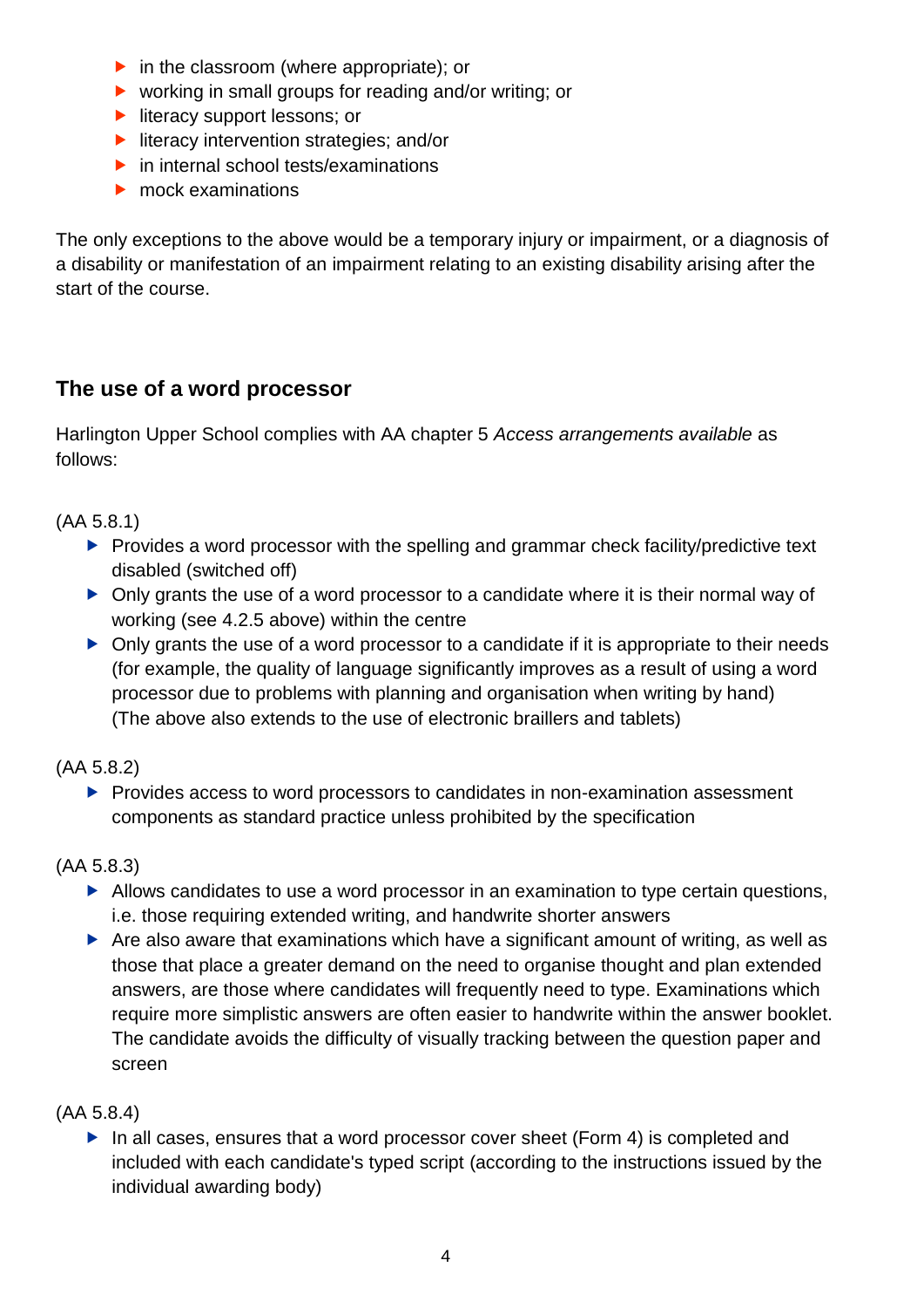- in the classroom (where appropriate); or
- working in small groups for reading and/or writing; or
- literacy support lessons; or
- literacy intervention strategies; and/or
- in internal school tests/examinations
- mock examinations

The only exceptions to the above would be a temporary injury or impairment, or a diagnosis of a disability or manifestation of an impairment relating to an existing disability arising after the start of the course.

## The use of a word processor

Harlington Upper School complies with AA chapter 5 *Access arrangements available* as follows:

(AA 5.8.1)

- Provides a word processor with the spelling and grammar check facility/predictive text disabled (switched off)
- Only grants the use of a word processor to a candidate where it is their normal way of working (see 4.2.5 above) within the centre
- Only grants the use of a word processor to a candidate if it is appropriate to their needs (for example, the quality of language significantly improves as a result of using a word processor due to problems with planning and organisation when writing by hand) (The above also extends to the use of electronic braillers and tablets)

(AA 5.8.2)

- Provides access to word processors to candidates in non-examination assessment components as standard practice unless prohibited by the specification

(AA 5.8.3)

- Allows candidates to use a word processor in an examination to type certain questions, i.e. those requiring extended writing, and handwrite shorter answers
- Are also aware that examinations which have a significant amount of writing, as well as those that place a greater demand on the need to organise thought and plan extended answers, are those where candidates will frequently need to type. Examinations which require more simplistic answers are often easier to handwrite within the answer booklet. The candidate avoids the difficulty of visually tracking between the question paper and screen

(AA 5.8.4)

- In all cases, ensures that a word processor cover sheet (Form 4) is completed and included with each candidate's typed script (according to the instructions issued by the individual awarding body)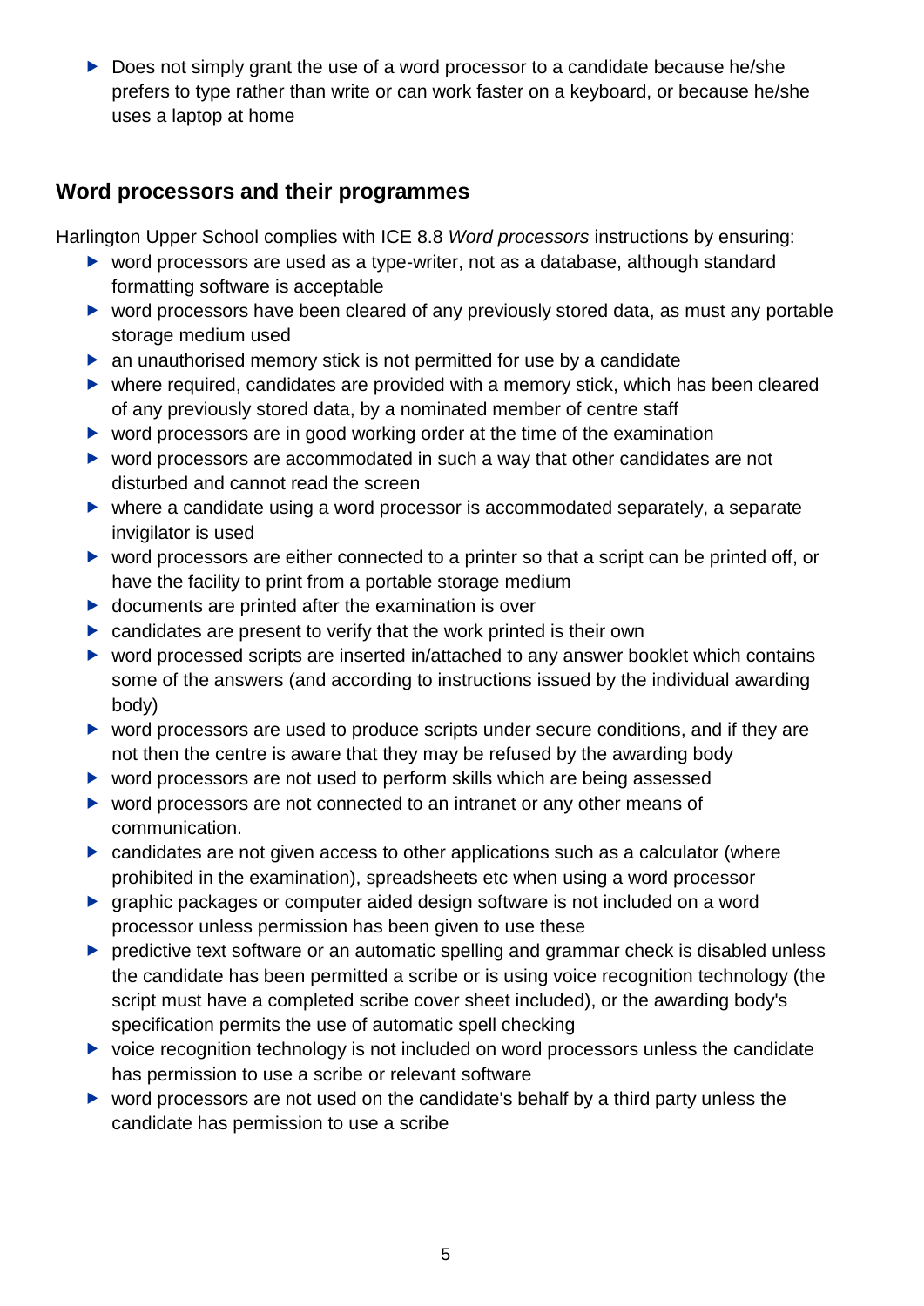- Does not simply grant the use of a word processor to a candidate because he/she prefers to type rather than write or can work faster on a keyboard, or because he/she uses a laptop at home

## Word processors and their programmes

Harlington Upper School complies with ICE 8.8 *Word processors* instructions by ensuring:

- word processors are used as a type-writer, not as a database, although standard formatting software is acceptable
- word processors have been cleared of any previously stored data, as must any portable storage medium used
- an unauthorised memory stick is not permitted for use by a candidate
- where required, candidates are provided with a memory stick, which has been cleared of any previously stored data, by a nominated member of centre staff
- word processors are in good working order at the time of the examination
- word processors are accommodated in such a way that other candidates are not disturbed and cannot read the screen
- where a candidate using a word processor is accommodated separately, a separate invigilator is used
- word processors are either connected to a printer so that a script can be printed off, or have the facility to print from a portable storage medium
- documents are printed after the examination is over
- candidates are present to verify that the work printed is their own
- word processed scripts are inserted in/attached to any answer booklet which contains some of the answers (and according to instructions issued by the individual awarding body)
- word processors are used to produce scripts under secure conditions, and if they are not then the centre is aware that they may be refused by the awarding body
- word processors are not used to perform skills which are being assessed
- word processors are not connected to an intranet or any other means of communication.
- candidates are not given access to other applications such as a calculator (where prohibited in the examination), spreadsheets etc when using a word processor
- graphic packages or computer aided design software is not included on a word processor unless permission has been given to use these
- predictive text software or an automatic spelling and grammar check is disabled unless the candidate has been permitted a scribe or is using voice recognition technology (the script must have a completed scribe cover sheet included), or the awarding body's specification permits the use of automatic spell checking
- voice recognition technology is not included on word processors unless the candidate has permission to use a scribe or relevant software
- word processors are not used on the candidate's behalf by a third party unless the candidate has permission to use a scribe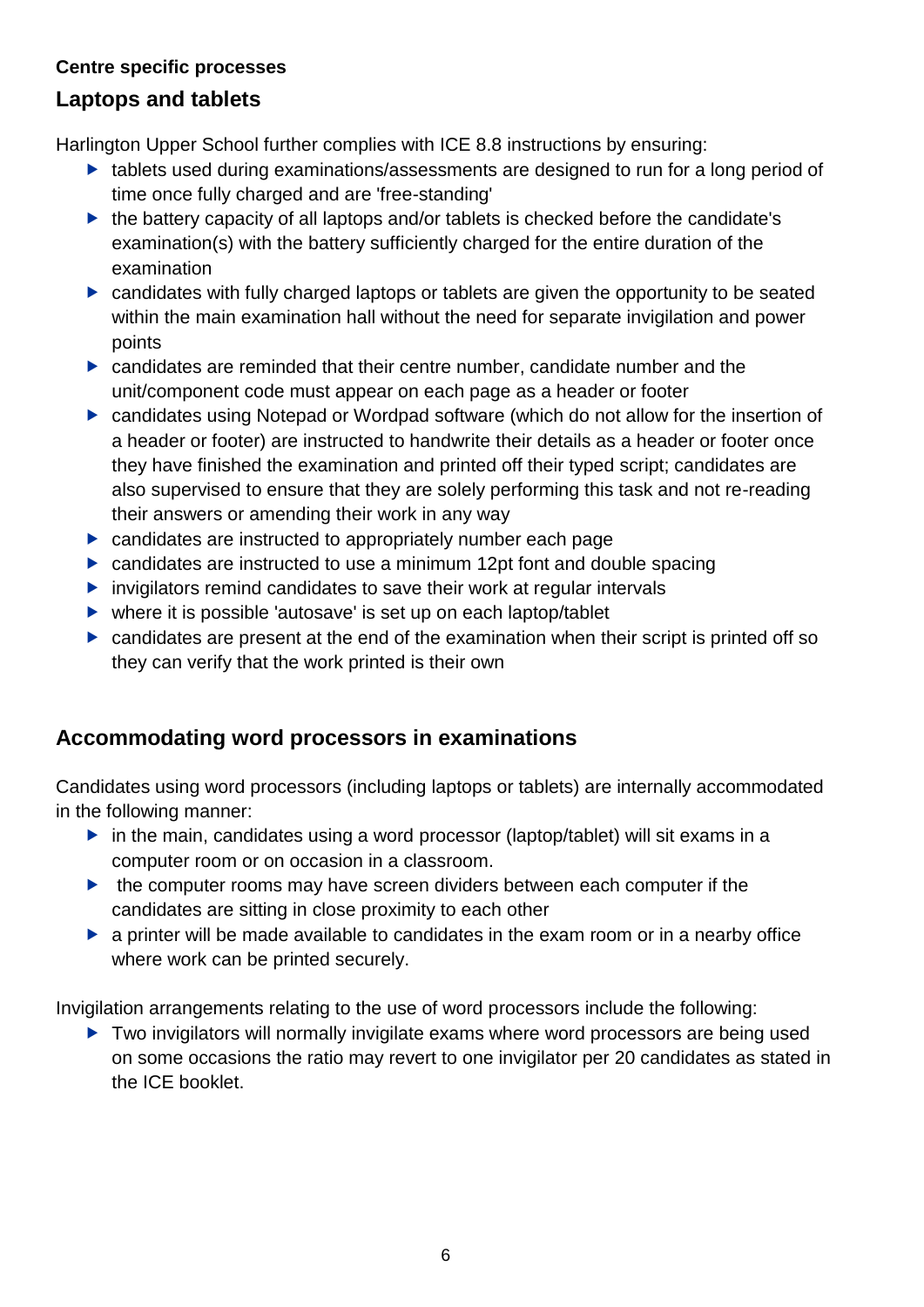**Centre specific processes**

## Laptops and tablets

Harlington Upper School further complies with ICE 8.8 instructions by ensuring:

- tablets used during examinations/assessments are designed to run for a long period of time once fully charged and are 'free-standing'
- the battery capacity of all laptops and/or tablets is checked before the candidate's examination(s) with the battery sufficiently charged for the entire duration of the examination
- candidates with fully charged laptops or tablets are given the opportunity to be seated within the main examination hall without the need for separate invigilation and power points
- candidates are reminded that their centre number, candidate number and the unit/component code must appear on each page as a header or footer
- candidates using Notepad or Wordpad software (which do not allow for the insertion of a header or footer) are instructed to handwrite their details as a header or footer once they have finished the examination and printed off their typed script; candidates are also supervised to ensure that they are solely performing this task and not re-reading their answers or amending their work in any way
- candidates are instructed to appropriately number each page
- candidates are instructed to use a minimum 12pt font and double spacing
- invigilators remind candidates to save their work at regular intervals
- where it is possible 'autosave' is set up on each laptop/tablet
- candidates are present at the end of the examination when their script is printed off so they can verify that the work printed is their own

## Accommodating word processors in examinations

Candidates using word processors (including laptops or tablets) are internally accommodated in the following manner:

- in the main, candidates using a word processor (laptop/tablet) will sit exams in a computer room or on occasion in a classroom.
- the computer rooms may have screen dividers between each computer if the candidates are sitting in close proximity to each other
- a printer will be made available to candidates in the exam room or in a nearby office where work can be printed securely.

Invigilation arrangements relating to the use of word processors include the following:

- Two invigilators will normally invigilate exams where word processors are being used on some occasions the ratio may revert to one invigilator per 20 candidates as stated in the ICE booklet.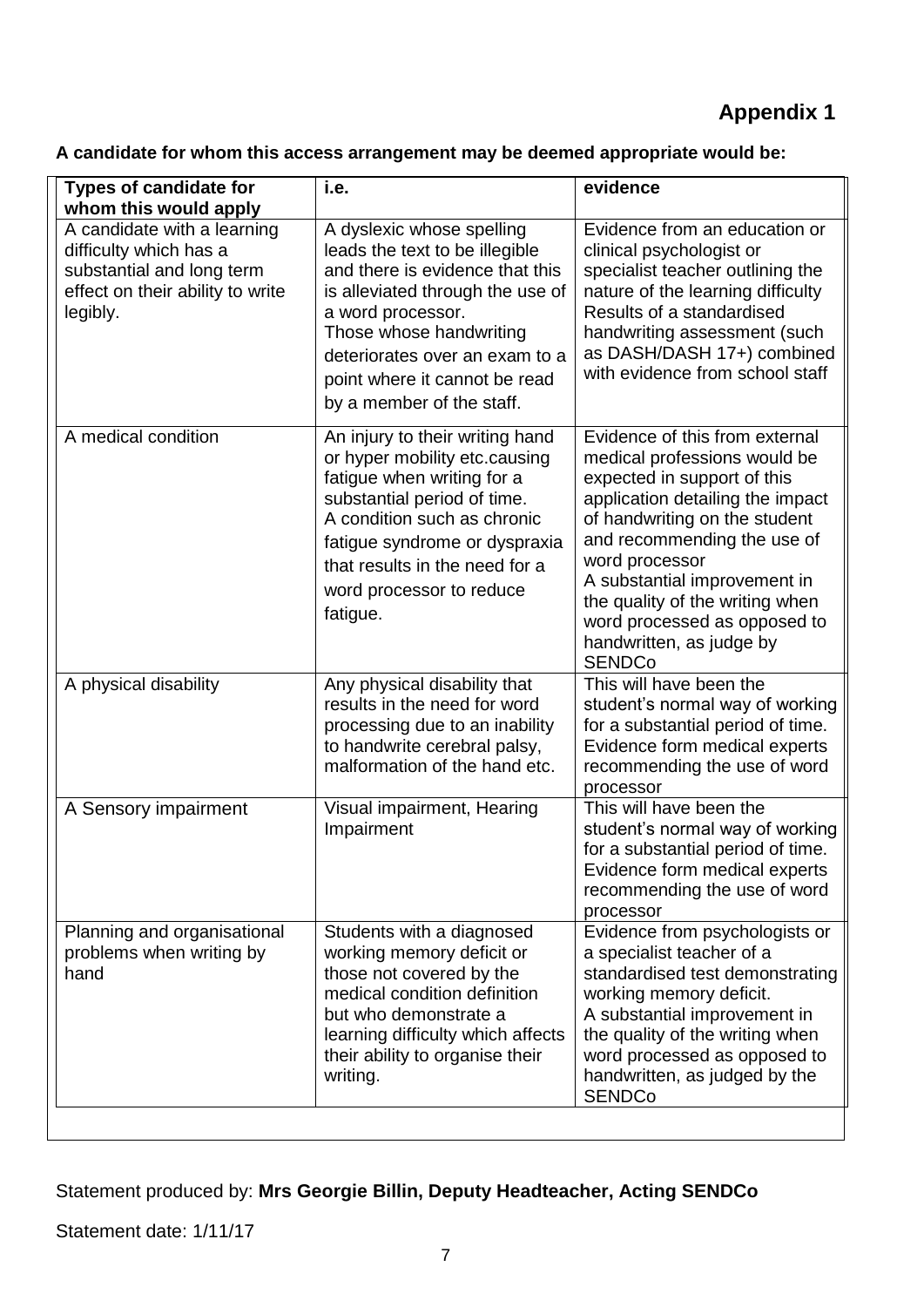# Appendix 1

**A candidate for whom this access arrangement may be deemed appropriate would be:**

| Types of candidate for whom this would apply | i.e. | evidence |
|---|---|---|
| A candidate with a learning difficulty which has a substantial and long term effect on their ability to write legibly. | A dyslexic whose spelling leads the text to be illegible and there is evidence that this is alleviated through the use of a word processor. Those whose handwriting deteriorates over an exam to a point where it cannot be read by a member of the staff. | Evidence from an education or clinical psychologist or specialist teacher outlining the nature of the learning difficulty Results of a standardised handwriting assessment (such as DASH/DASH 17+) combined with evidence from school staff |
| A medical condition | An injury to their writing hand or hyper mobility etc.causing fatigue when writing for a substantial period of time. A condition such as chronic fatigue syndrome or dyspraxia that results in the need for a word processor to reduce fatigue. | Evidence of this from external medical professions would be expected in support of this application detailing the impact of handwriting on the student and recommending the use of word processor A substantial improvement in the quality of the writing when word processed as opposed to handwritten, as judge by SENDCo |
| A physical disability | Any physical disability that results in the need for word processing due to an inability to handwrite cerebral palsy, malformation of the hand etc. | This will have been the student's normal way of working for a substantial period of time. Evidence form medical experts recommending the use of word processor |
| A Sensory impairment | Visual impairment, Hearing Impairment | This will have been the student's normal way of working for a substantial period of time. Evidence form medical experts recommending the use of word processor |
| Planning and organisational problems when writing by hand | Students with a diagnosed working memory deficit or those not covered by the medical condition definition but who demonstrate a learning difficulty which affects their ability to organise their writing. | Evidence from psychologists or a specialist teacher of a standardised test demonstrating working memory deficit. A substantial improvement in the quality of the writing when word processed as opposed to handwritten, as judged by the SENDCo |

Statement produced by: **Mrs Georgie Billin, Deputy Headteacher, Acting SENDCo**

Statement date: 1/11/17